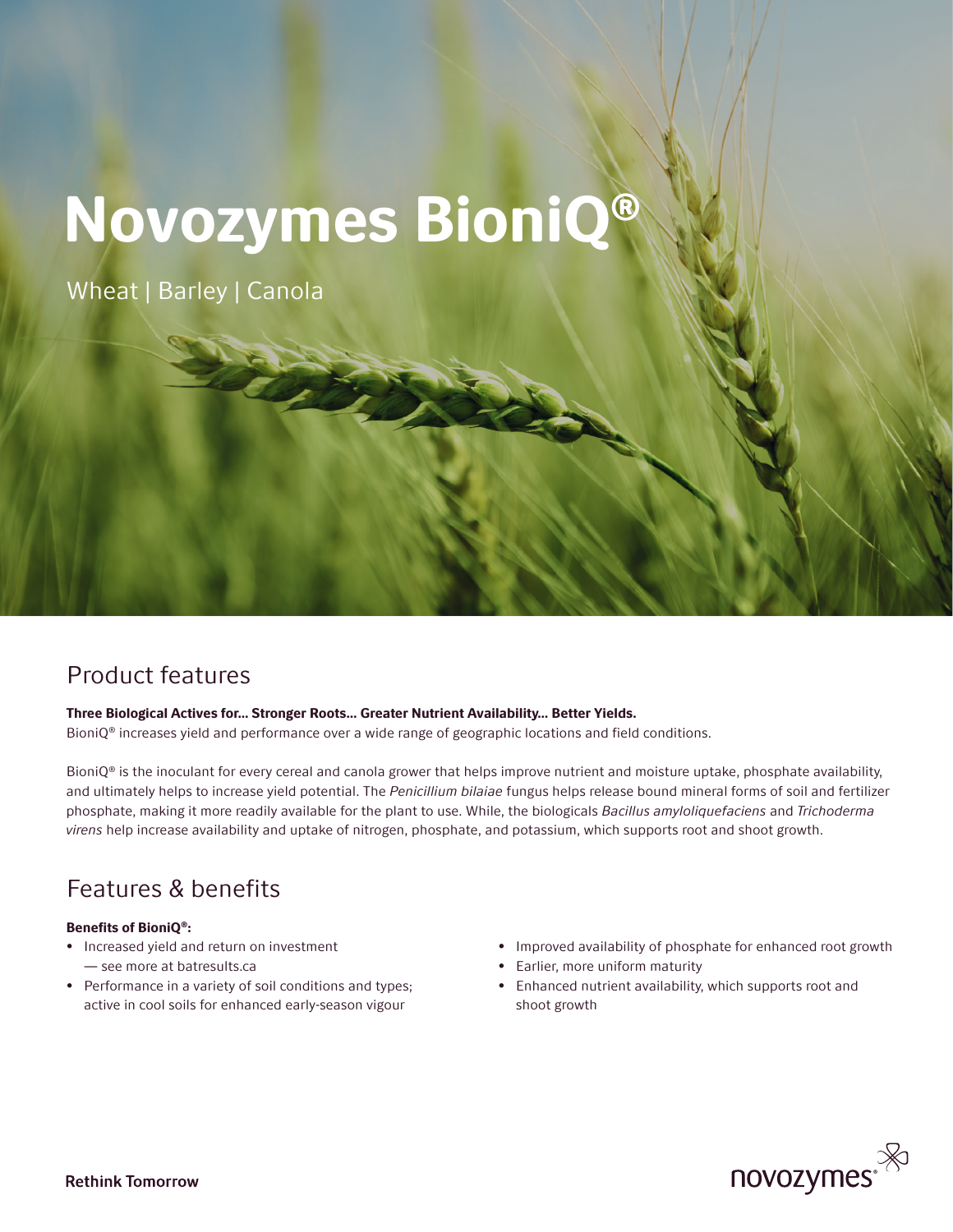# Novozymes BioniQ®

Wheat | Barley | Canola

## Product features

**Three Biological Actives for... Stronger Roots... Greater Nutrient Availability... Better Yields.**
BioniQ® increases yield and performance over a wide range of geographic locations and field conditions.

BioniQ® is the inoculant for every cereal and canola grower that helps improve nutrient and moisture uptake, phosphate availability, and ultimately helps to increase yield potential. The *Penicillium bilaiae* fungus helps release bound mineral forms of soil and fertilizer phosphate, making it more readily available for the plant to use. While, the biologicals *Bacillus amyloliquefaciens* and *Trichoderma virens* help increase availability and uptake of nitrogen, phosphate, and potassium, which supports root and shoot growth.

## Features & benefits

**Benefits of BioniQ®:**

- Increased yield and return on investment — see more at batresults.ca
- Performance in a variety of soil conditions and types; active in cool soils for enhanced early-season vigour
- Improved availability of phosphate for enhanced root growth
- Earlier, more uniform maturity
- Enhanced nutrient availability, which supports root and shoot growth

Rethink Tomorrow

novozymes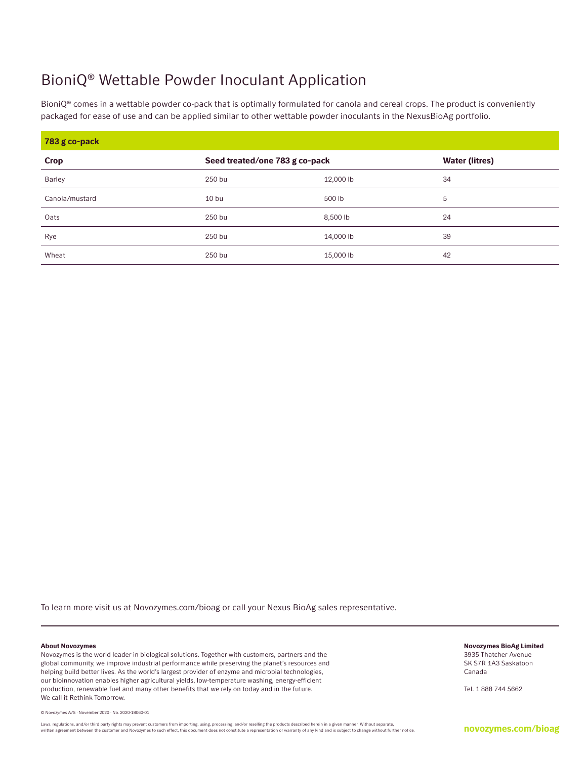# BioniQ® Wettable Powder Inoculant Application

BioniQ® comes in a wettable powder co-pack that is optimally formulated for canola and cereal crops. The product is conveniently packaged for ease of use and can be applied similar to other wettable powder inoculants in the NexusBioAg portfolio.

**783 g co-pack**

| Crop | Seed treated/one 783 g co-pack | | Water (litres) |
|---|---|---|---|
| Barley | 250 bu | 12,000 lb | 34 |
| Canola/mustard | 10 bu | 500 lb | 5 |
| Oats | 250 bu | 8,500 lb | 24 |
| Rye | 250 bu | 14,000 lb | 39 |
| Wheat | 250 bu | 15,000 lb | 42 |

To learn more visit us at Novozymes.com/bioag or call your Nexus BioAg sales representative.

**About Novozymes**
Novozymes is the world leader in biological solutions. Together with customers, partners and the global community, we improve industrial performance while preserving the planet's resources and helping build better lives. As the world's largest provider of enzyme and microbial technologies, our bioinnovation enables higher agricultural yields, low-temperature washing, energy-efficient production, renewable fuel and many other benefits that we rely on today and in the future. We call it Rethink Tomorrow.

**Novozymes BioAg Limited**
3935 Thatcher Avenue
SK S7R 1A3 Saskatoon
Canada

Tel. 1 888 744 5662

© Novozymes A/S · November 2020 · No. 2020-18060-01

Laws, regulations, and/or third party rights may prevent customers from importing, using, processing, and/or reselling the products described herein in a given manner. Without separate, written agreement between the customer and Novozymes to such effect, this document does not constitute a representation or warranty of any kind and is subject to change without further notice.

**novozymes.com/bioag**